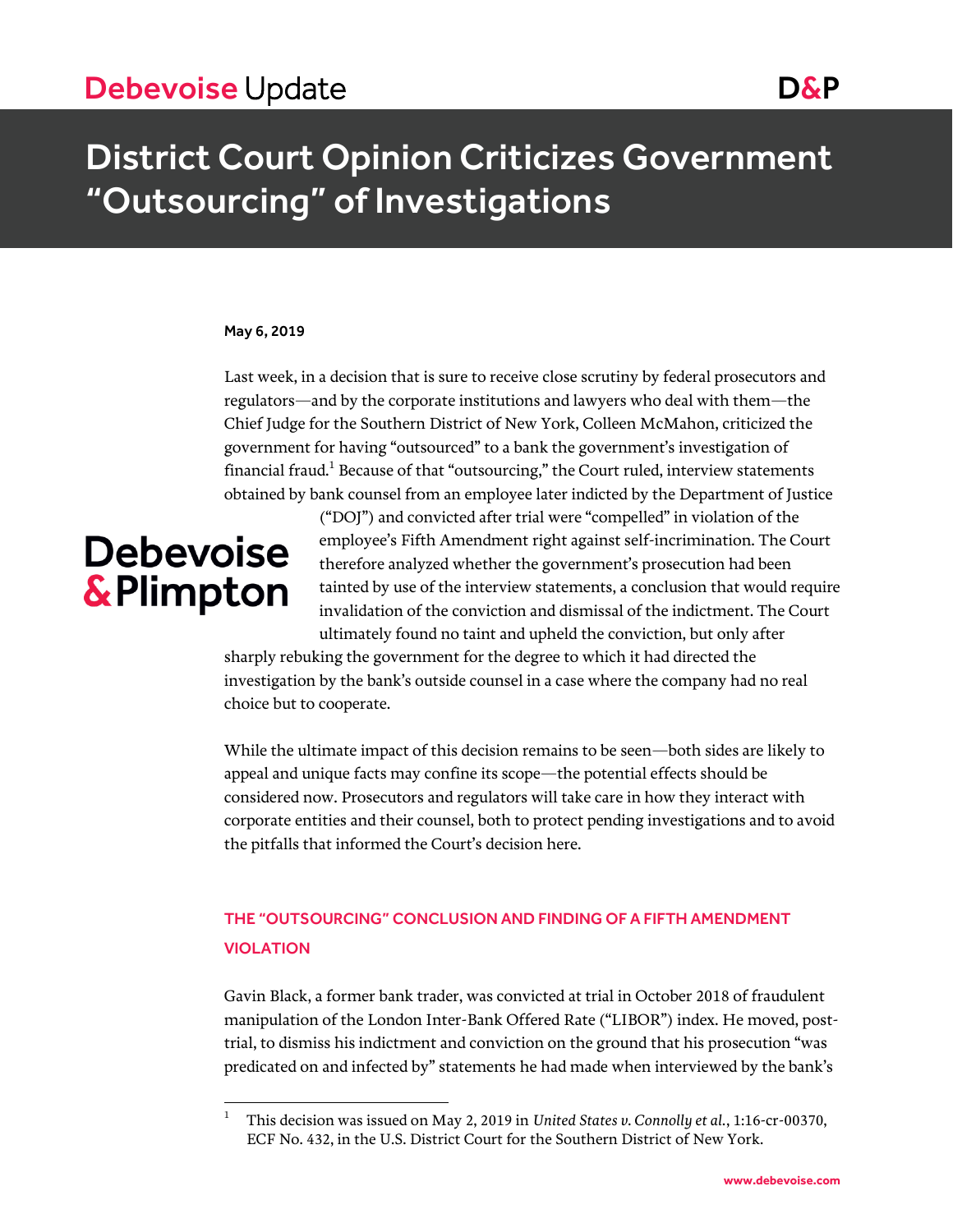# District Court Opinion Criticizes Government "Outsourcing" of Investigations

**May 6, 2019**

Last week, in a decision that is sure to receive close scrutiny by federal prosecutors and regulators—and by the corporate institutions and lawyers who deal with them—the Chief Judge for the Southern District of New York, Colleen McMahon, criticized the government for having "outsourced" to a bank the government's investigation of financial fraud.[1] Because of that "outsourcing," the Court ruled, interview statements obtained by bank counsel from an employee later indicted by the Department of Justice ("DOJ") and convicted after trial were "compelled" in violation of the employee's Fifth Amendment right against self-incrimination. The Court therefore analyzed whether the government's prosecution had been tainted by use of the interview statements, a conclusion that would require invalidation of the conviction and dismissal of the indictment. The Court ultimately found no taint and upheld the conviction, but only after sharply rebuking the government for the degree to which it had directed the investigation by the bank's outside counsel in a case where the company had no real choice but to cooperate.

While the ultimate impact of this decision remains to be seen—both sides are likely to appeal and unique facts may confine its scope—the potential effects should be considered now. Prosecutors and regulators will take care in how they interact with corporate entities and their counsel, both to protect pending investigations and to avoid the pitfalls that informed the Court's decision here.

## THE "OUTSOURCING" CONCLUSION AND FINDING OF A FIFTH AMENDMENT VIOLATION

Gavin Black, a former bank trader, was convicted at trial in October 2018 of fraudulent manipulation of the London Inter-Bank Offered Rate ("LIBOR") index. He moved, post-trial, to dismiss his indictment and conviction on the ground that his prosecution "was predicated on and infected by" statements he had made when interviewed by the bank's

---

[1] This decision was issued on May 2, 2019 in *United States v. Connolly et al.*, 1:16-cr-00370, ECF No. 432, in the U.S. District Court for the Southern District of New York.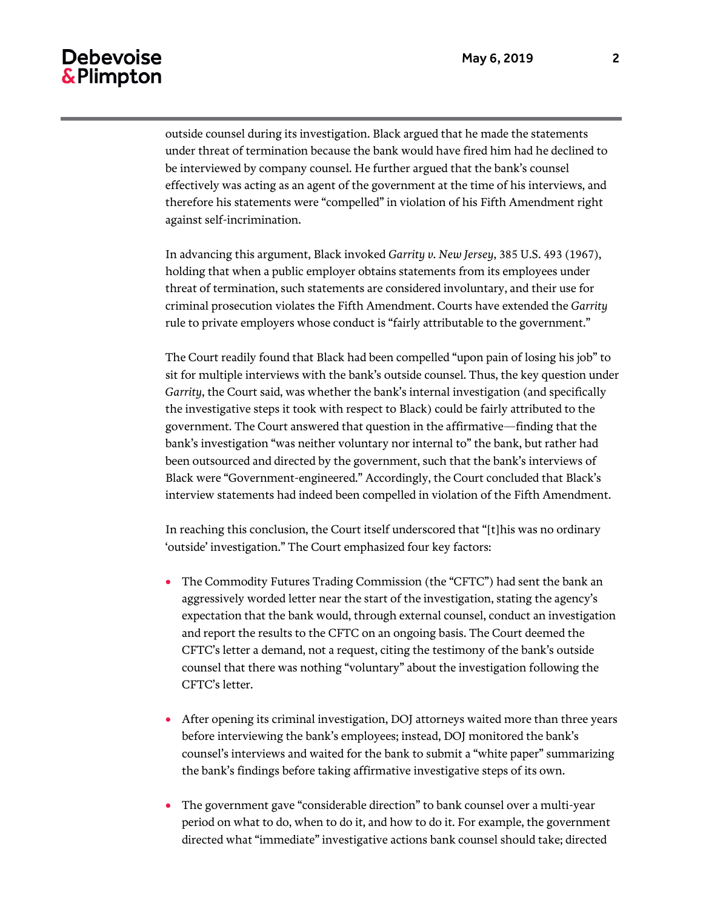outside counsel during its investigation. Black argued that he made the statements under threat of termination because the bank would have fired him had he declined to be interviewed by company counsel. He further argued that the bank's counsel effectively was acting as an agent of the government at the time of his interviews, and therefore his statements were "compelled" in violation of his Fifth Amendment right against self-incrimination.

In advancing this argument, Black invoked *Garrity v. New Jersey*, 385 U.S. 493 (1967), holding that when a public employer obtains statements from its employees under threat of termination, such statements are considered involuntary, and their use for criminal prosecution violates the Fifth Amendment. Courts have extended the *Garrity* rule to private employers whose conduct is "fairly attributable to the government."

The Court readily found that Black had been compelled "upon pain of losing his job" to sit for multiple interviews with the bank's outside counsel. Thus, the key question under *Garrity*, the Court said, was whether the bank's internal investigation (and specifically the investigative steps it took with respect to Black) could be fairly attributed to the government. The Court answered that question in the affirmative—finding that the bank's investigation "was neither voluntary nor internal to" the bank, but rather had been outsourced and directed by the government, such that the bank's interviews of Black were "Government-engineered." Accordingly, the Court concluded that Black's interview statements had indeed been compelled in violation of the Fifth Amendment.

In reaching this conclusion, the Court itself underscored that "[t]his was no ordinary 'outside' investigation." The Court emphasized four key factors:

- The Commodity Futures Trading Commission (the "CFTC") had sent the bank an aggressively worded letter near the start of the investigation, stating the agency's expectation that the bank would, through external counsel, conduct an investigation and report the results to the CFTC on an ongoing basis. The Court deemed the CFTC's letter a demand, not a request, citing the testimony of the bank's outside counsel that there was nothing "voluntary" about the investigation following the CFTC's letter.

- After opening its criminal investigation, DOJ attorneys waited more than three years before interviewing the bank's employees; instead, DOJ monitored the bank's counsel's interviews and waited for the bank to submit a "white paper" summarizing the bank's findings before taking affirmative investigative steps of its own.

- The government gave "considerable direction" to bank counsel over a multi-year period on what to do, when to do it, and how to do it. For example, the government directed what "immediate" investigative actions bank counsel should take; directed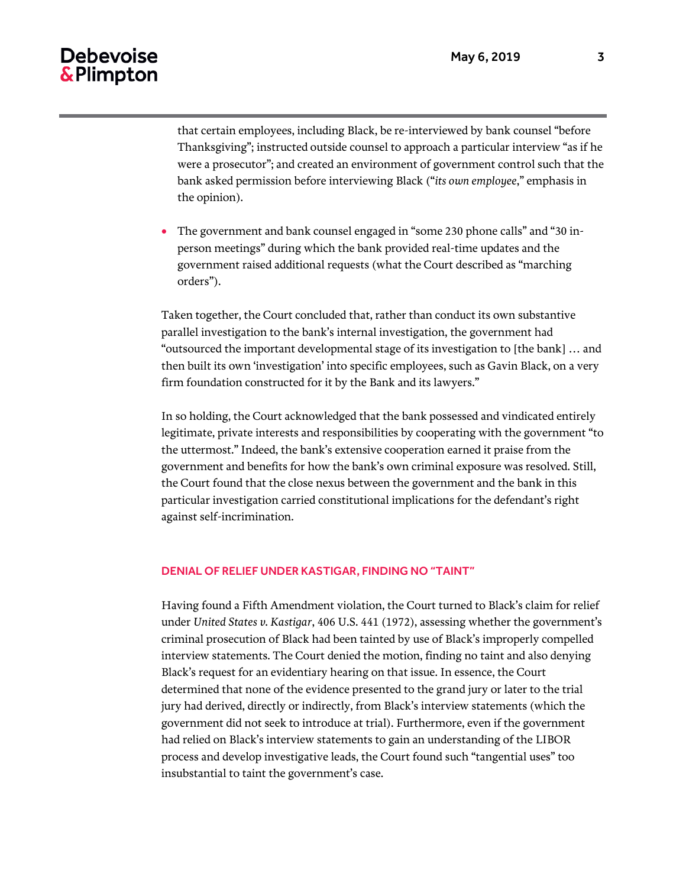that certain employees, including Black, be re-interviewed by bank counsel "before Thanksgiving"; instructed outside counsel to approach a particular interview "as if he were a prosecutor"; and created an environment of government control such that the bank asked permission before interviewing Black ("*its own employee*," emphasis in the opinion).

- The government and bank counsel engaged in "some 230 phone calls" and "30 in-person meetings" during which the bank provided real-time updates and the government raised additional requests (what the Court described as "marching orders").

Taken together, the Court concluded that, rather than conduct its own substantive parallel investigation to the bank's internal investigation, the government had "outsourced the important developmental stage of its investigation to [the bank] … and then built its own 'investigation' into specific employees, such as Gavin Black, on a very firm foundation constructed for it by the Bank and its lawyers."

In so holding, the Court acknowledged that the bank possessed and vindicated entirely legitimate, private interests and responsibilities by cooperating with the government "to the uttermost." Indeed, the bank's extensive cooperation earned it praise from the government and benefits for how the bank's own criminal exposure was resolved. Still, the Court found that the close nexus between the government and the bank in this particular investigation carried constitutional implications for the defendant's right against self-incrimination.

## DENIAL OF RELIEF UNDER KASTIGAR, FINDING NO "TAINT"

Having found a Fifth Amendment violation, the Court turned to Black's claim for relief under *United States v. Kastigar*, 406 U.S. 441 (1972), assessing whether the government's criminal prosecution of Black had been tainted by use of Black's improperly compelled interview statements. The Court denied the motion, finding no taint and also denying Black's request for an evidentiary hearing on that issue. In essence, the Court determined that none of the evidence presented to the grand jury or later to the trial jury had derived, directly or indirectly, from Black's interview statements (which the government did not seek to introduce at trial). Furthermore, even if the government had relied on Black's interview statements to gain an understanding of the LIBOR process and develop investigative leads, the Court found such "tangential uses" too insubstantial to taint the government's case.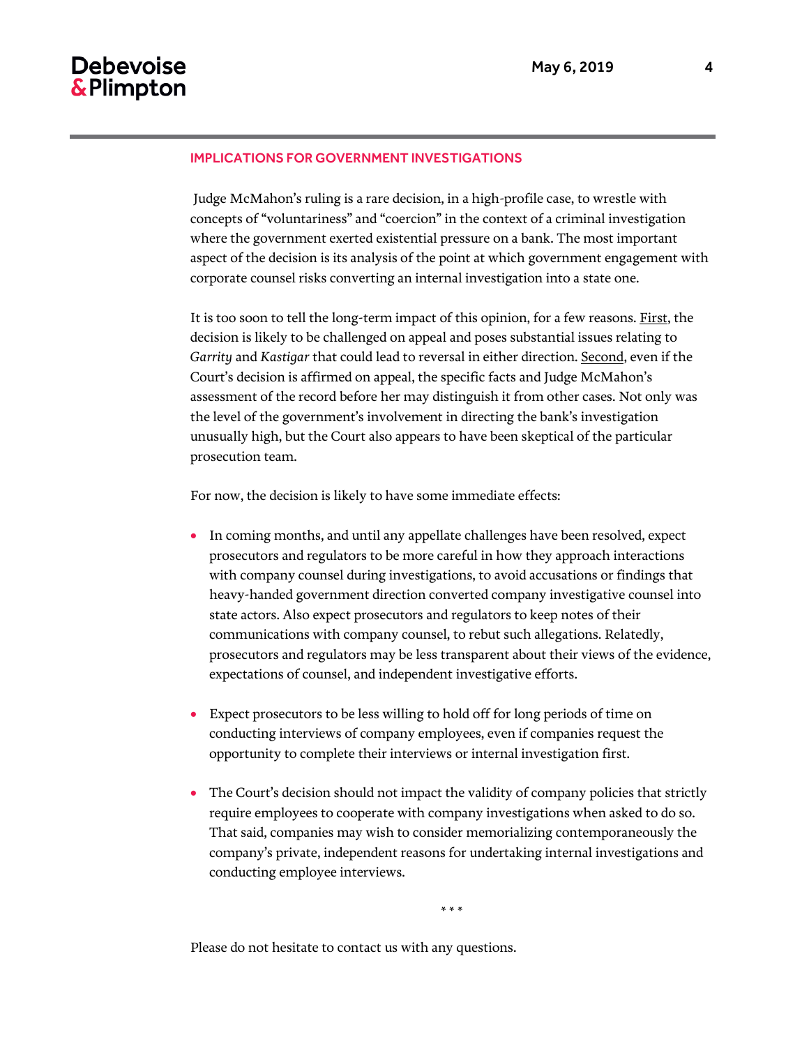## IMPLICATIONS FOR GOVERNMENT INVESTIGATIONS

Judge McMahon's ruling is a rare decision, in a high-profile case, to wrestle with concepts of "voluntariness" and "coercion" in the context of a criminal investigation where the government exerted existential pressure on a bank. The most important aspect of the decision is its analysis of the point at which government engagement with corporate counsel risks converting an internal investigation into a state one.

It is too soon to tell the long-term impact of this opinion, for a few reasons. First, the decision is likely to be challenged on appeal and poses substantial issues relating to *Garrity* and *Kastigar* that could lead to reversal in either direction. Second, even if the Court's decision is affirmed on appeal, the specific facts and Judge McMahon's assessment of the record before her may distinguish it from other cases. Not only was the level of the government's involvement in directing the bank's investigation unusually high, but the Court also appears to have been skeptical of the particular prosecution team.

For now, the decision is likely to have some immediate effects:

- In coming months, and until any appellate challenges have been resolved, expect prosecutors and regulators to be more careful in how they approach interactions with company counsel during investigations, to avoid accusations or findings that heavy-handed government direction converted company investigative counsel into state actors. Also expect prosecutors and regulators to keep notes of their communications with company counsel, to rebut such allegations. Relatedly, prosecutors and regulators may be less transparent about their views of the evidence, expectations of counsel, and independent investigative efforts.

- Expect prosecutors to be less willing to hold off for long periods of time on conducting interviews of company employees, even if companies request the opportunity to complete their interviews or internal investigation first.

- The Court's decision should not impact the validity of company policies that strictly require employees to cooperate with company investigations when asked to do so. That said, companies may wish to consider memorializing contemporaneously the company's private, independent reasons for undertaking internal investigations and conducting employee interviews.

\* \* \*

Please do not hesitate to contact us with any questions.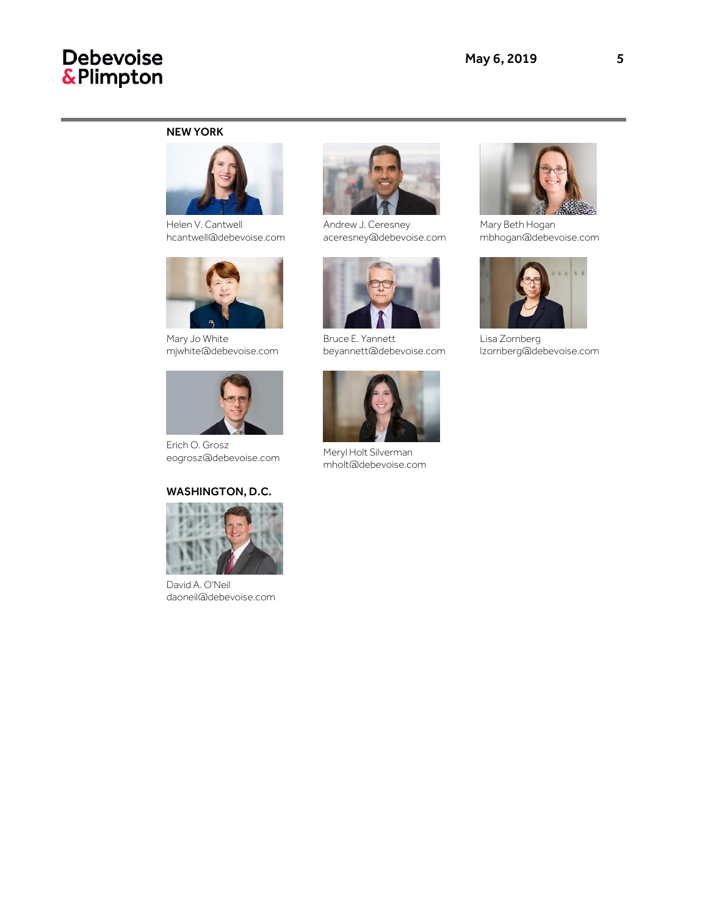## NEW YORK

Helen V. Cantwell
hcantwell@debevoise.com

Andrew J. Ceresney
aceresney@debevoise.com

Mary Beth Hogan
mbhogan@debevoise.com

Mary Jo White
mjwhite@debevoise.com

Bruce E. Yannett
beyannett@debevoise.com

Lisa Zornberg
lzornberg@debevoise.com

Erich O. Grosz
eogrosz@debevoise.com

Meryl Holt Silverman
mholt@debevoise.com

## WASHINGTON, D.C.

David A. O'Neil
daoneil@debevoise.com